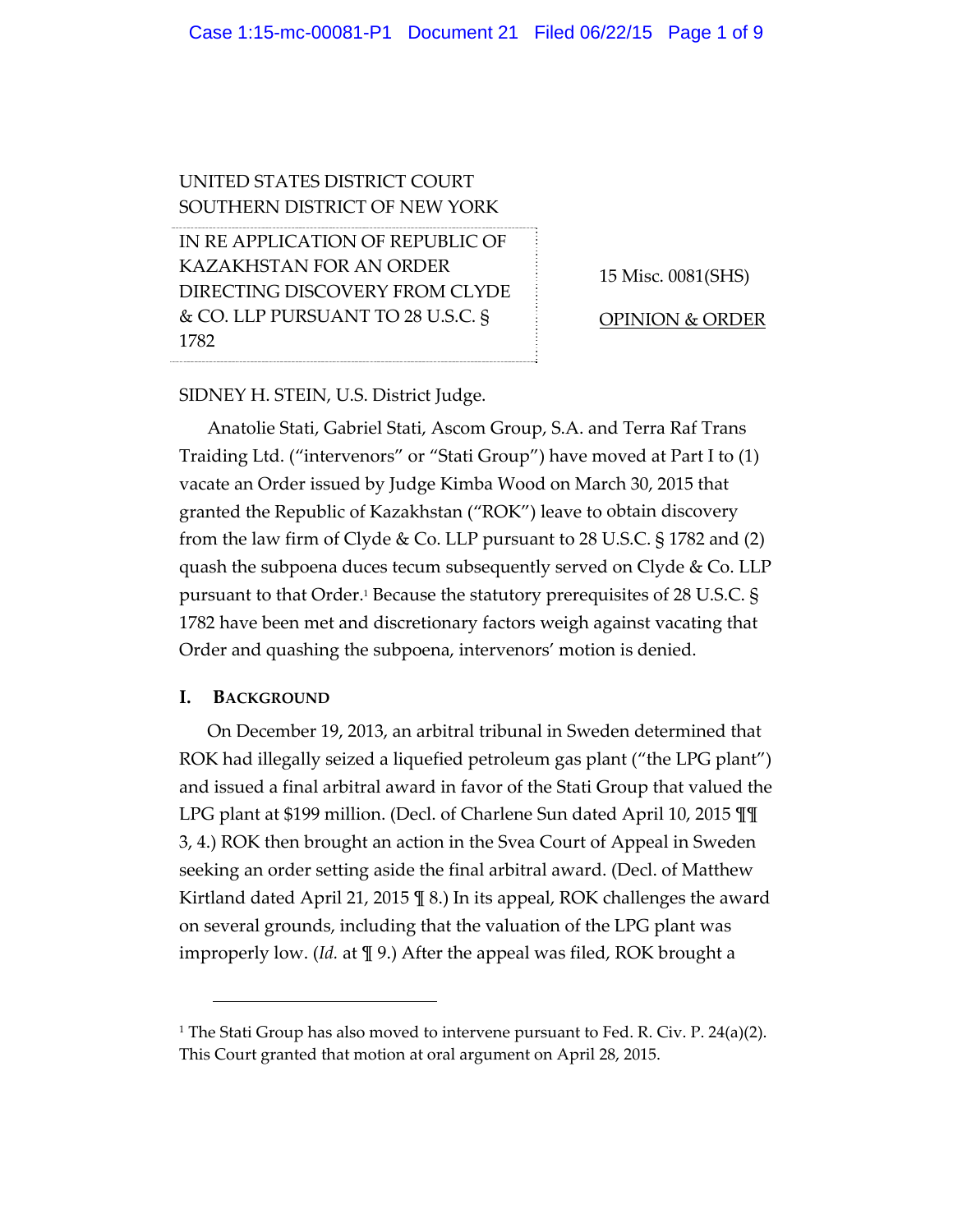UNITED STATES DISTRICT COURT
SOUTHERN DISTRICT OF NEW YORK

IN RE APPLICATION OF REPUBLIC OF KAZAKHSTAN FOR AN ORDER DIRECTING DISCOVERY FROM CLYDE & CO. LLP PURSUANT TO 28 U.S.C. § 1782

15 Misc. 0081(SHS)

OPINION & ORDER

SIDNEY H. STEIN, U.S. District Judge.

Anatolie Stati, Gabriel Stati, Ascom Group, S.A. and Terra Raf Trans Traiding Ltd. ("intervenors" or "Stati Group") have moved at Part I to (1) vacate an Order issued by Judge Kimba Wood on March 30, 2015 that granted the Republic of Kazakhstan ("ROK") leave to obtain discovery from the law firm of Clyde & Co. LLP pursuant to 28 U.S.C. § 1782 and (2) quash the subpoena duces tecum subsequently served on Clyde & Co. LLP pursuant to that Order.[1] Because the statutory prerequisites of 28 U.S.C. § 1782 have been met and discretionary factors weigh against vacating that Order and quashing the subpoena, intervenors' motion is denied.

## I. BACKGROUND

On December 19, 2013, an arbitral tribunal in Sweden determined that ROK had illegally seized a liquefied petroleum gas plant ("the LPG plant") and issued a final arbitral award in favor of the Stati Group that valued the LPG plant at $199 million. (Decl. of Charlene Sun dated April 10, 2015 ¶¶ 3, 4.) ROK then brought an action in the Svea Court of Appeal in Sweden seeking an order setting aside the final arbitral award. (Decl. of Matthew Kirtland dated April 21, 2015 ¶ 8.) In its appeal, ROK challenges the award on several grounds, including that the valuation of the LPG plant was improperly low. (*Id.* at ¶ 9.) After the appeal was filed, ROK brought a

---

[1] The Stati Group has also moved to intervene pursuant to Fed. R. Civ. P. 24(a)(2). This Court granted that motion at oral argument on April 28, 2015.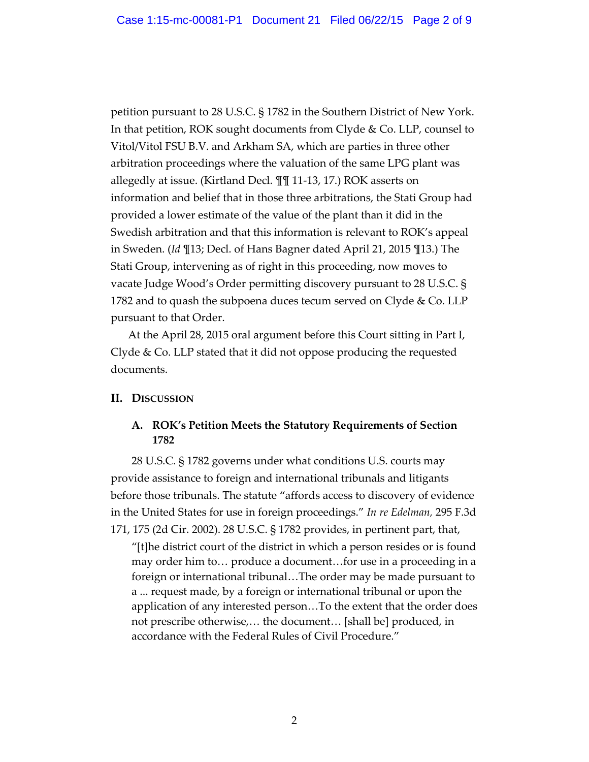petition pursuant to 28 U.S.C. § 1782 in the Southern District of New York. In that petition, ROK sought documents from Clyde & Co. LLP, counsel to Vitol/Vitol FSU B.V. and Arkham SA, which are parties in three other arbitration proceedings where the valuation of the same LPG plant was allegedly at issue. (Kirtland Decl. ¶¶ 11-13, 17.) ROK asserts on information and belief that in those three arbitrations, the Stati Group had provided a lower estimate of the value of the plant than it did in the Swedish arbitration and that this information is relevant to ROK's appeal in Sweden. (*Id* ¶13; Decl. of Hans Bagner dated April 21, 2015 ¶13.) The Stati Group, intervening as of right in this proceeding, now moves to vacate Judge Wood's Order permitting discovery pursuant to 28 U.S.C. § 1782 and to quash the subpoena duces tecum served on Clyde & Co. LLP pursuant to that Order.

At the April 28, 2015 oral argument before this Court sitting in Part I, Clyde & Co. LLP stated that it did not oppose producing the requested documents.

## II. Discussion

### A. ROK's Petition Meets the Statutory Requirements of Section 1782

28 U.S.C. § 1782 governs under what conditions U.S. courts may provide assistance to foreign and international tribunals and litigants before those tribunals. The statute "affords access to discovery of evidence in the United States for use in foreign proceedings." *In re Edelman*, 295 F.3d 171, 175 (2d Cir. 2002). 28 U.S.C. § 1782 provides, in pertinent part, that,

> "[t]he district court of the district in which a person resides or is found may order him to… produce a document…for use in a proceeding in a foreign or international tribunal…The order may be made pursuant to a ... request made, by a foreign or international tribunal or upon the application of any interested person…To the extent that the order does not prescribe otherwise,… the document… [shall be] produced, in accordance with the Federal Rules of Civil Procedure."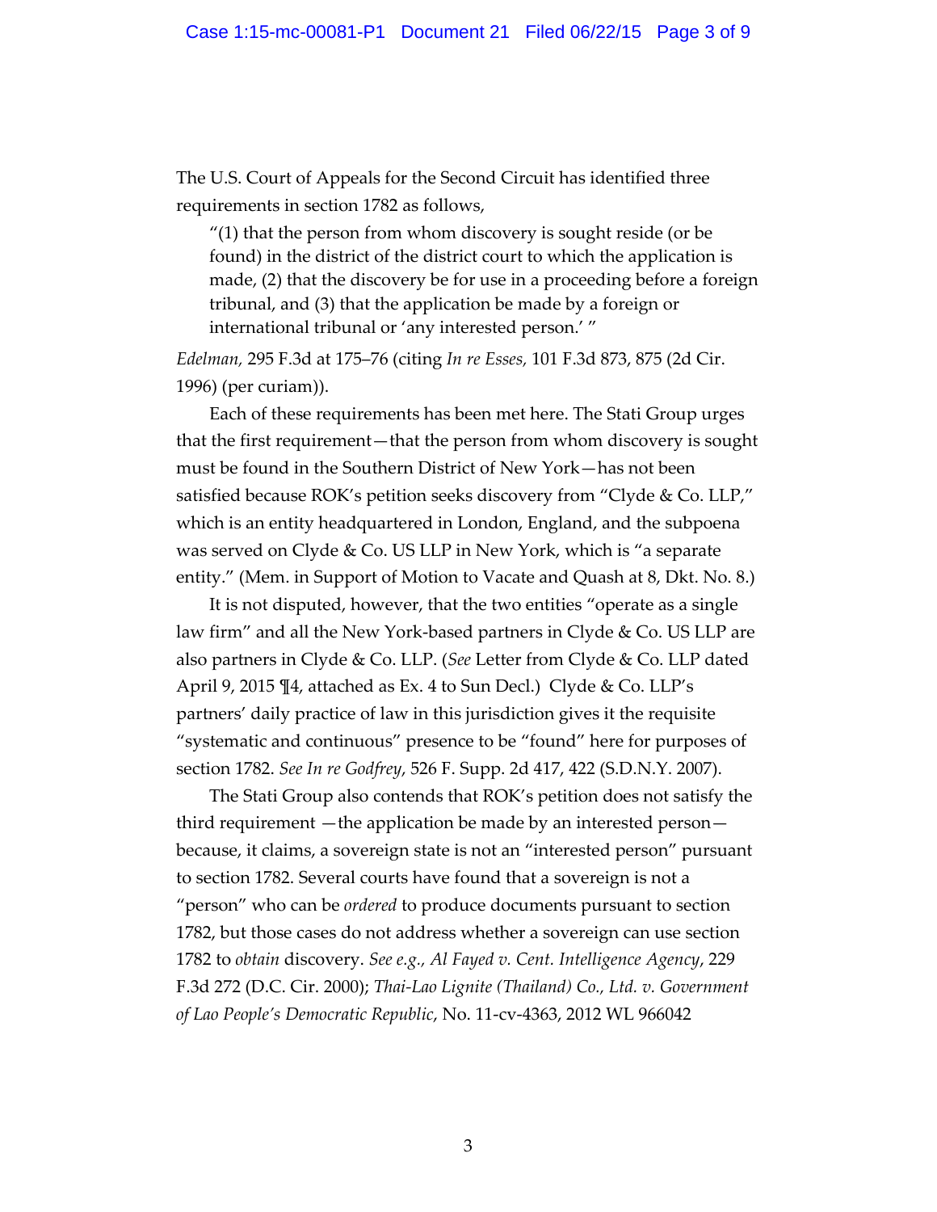The U.S. Court of Appeals for the Second Circuit has identified three requirements in section 1782 as follows,

> "(1) that the person from whom discovery is sought reside (or be found) in the district of the district court to which the application is made, (2) that the discovery be for use in a proceeding before a foreign tribunal, and (3) that the application be made by a foreign or international tribunal or 'any interested person.' "

*Edelman,* 295 F.3d at 175–76 (citing *In re Esses,* 101 F.3d 873, 875 (2d Cir. 1996) (per curiam)).

Each of these requirements has been met here. The Stati Group urges that the first requirement—that the person from whom discovery is sought must be found in the Southern District of New York—has not been satisfied because ROK's petition seeks discovery from "Clyde & Co. LLP," which is an entity headquartered in London, England, and the subpoena was served on Clyde & Co. US LLP in New York, which is "a separate entity." (Mem. in Support of Motion to Vacate and Quash at 8, Dkt. No. 8.)

It is not disputed, however, that the two entities "operate as a single law firm" and all the New York-based partners in Clyde & Co. US LLP are also partners in Clyde & Co. LLP. (*See* Letter from Clyde & Co. LLP dated April 9, 2015 ¶4, attached as Ex. 4 to Sun Decl.) Clyde & Co. LLP's partners' daily practice of law in this jurisdiction gives it the requisite "systematic and continuous" presence to be "found" here for purposes of section 1782. *See In re Godfrey*, 526 F. Supp. 2d 417, 422 (S.D.N.Y. 2007).

The Stati Group also contends that ROK's petition does not satisfy the third requirement —the application be made by an interested person—because, it claims, a sovereign state is not an "interested person" pursuant to section 1782. Several courts have found that a sovereign is not a "person" who can be *ordered* to produce documents pursuant to section 1782, but those cases do not address whether a sovereign can use section 1782 to *obtain* discovery. *See e.g., Al Fayed v. Cent. Intelligence Agency*, 229 F.3d 272 (D.C. Cir. 2000); *Thai-Lao Lignite (Thailand) Co., Ltd. v. Government of Lao People's Democratic Republic*, No. 11-cv-4363, 2012 WL 966042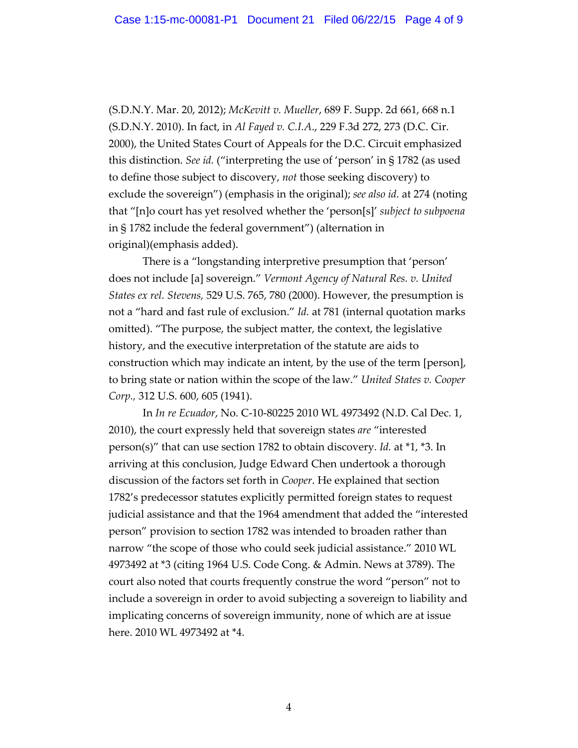(S.D.N.Y. Mar. 20, 2012); *McKevitt v. Mueller*, 689 F. Supp. 2d 661, 668 n.1 (S.D.N.Y. 2010). In fact, in *Al Fayed v. C.I.A.*, 229 F.3d 272, 273 (D.C. Cir. 2000), the United States Court of Appeals for the D.C. Circuit emphasized this distinction. *See id.* ("interpreting the use of 'person' in § 1782 (as used to define those subject to discovery, *not* those seeking discovery) to exclude the sovereign") (emphasis in the original); *see also id.* at 274 (noting that "[n]o court has yet resolved whether the 'person[s]' *subject to subpoena* in § 1782 include the federal government") (alternation in original)(emphasis added).

There is a "longstanding interpretive presumption that 'person' does not include [a] sovereign." *Vermont Agency of Natural Res. v. United States ex rel. Stevens,* 529 U.S. 765, 780 (2000). However, the presumption is not a "hard and fast rule of exclusion." *Id.* at 781 (internal quotation marks omitted). "The purpose, the subject matter, the context, the legislative history, and the executive interpretation of the statute are aids to construction which may indicate an intent, by the use of the term [person], to bring state or nation within the scope of the law." *United States v. Cooper Corp.,* 312 U.S. 600, 605 (1941).

In *In re Ecuador*, No. C-10-80225 2010 WL 4973492 (N.D. Cal Dec. 1, 2010), the court expressly held that sovereign states *are* "interested person(s)" that can use section 1782 to obtain discovery. *Id.* at *1, *3. In arriving at this conclusion, Judge Edward Chen undertook a thorough discussion of the factors set forth in *Cooper*. He explained that section 1782's predecessor statutes explicitly permitted foreign states to request judicial assistance and that the 1964 amendment that added the "interested person" provision to section 1782 was intended to broaden rather than narrow "the scope of those who could seek judicial assistance." 2010 WL 4973492 at *3 (citing 1964 U.S. Code Cong. & Admin. News at 3789). The court also noted that courts frequently construe the word "person" not to include a sovereign in order to avoid subjecting a sovereign to liability and implicating concerns of sovereign immunity, none of which are at issue here. 2010 WL 4973492 at *4.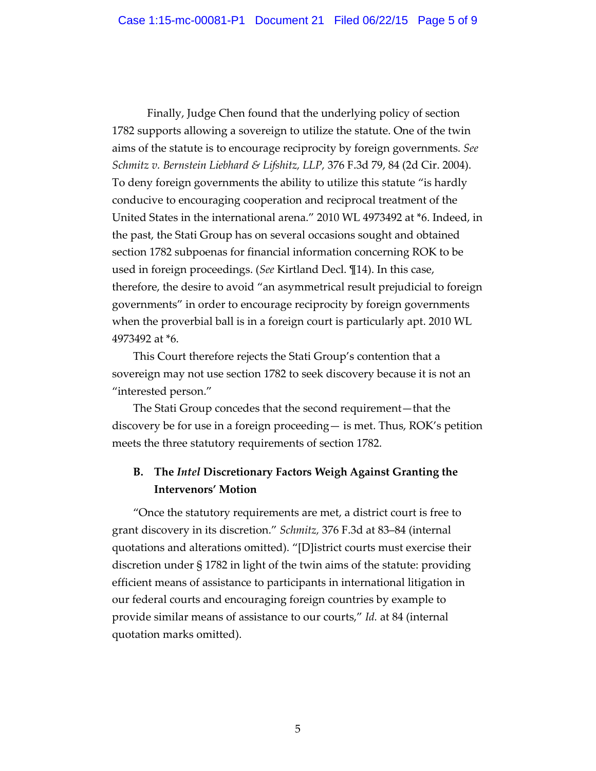Finally, Judge Chen found that the underlying policy of section 1782 supports allowing a sovereign to utilize the statute. One of the twin aims of the statute is to encourage reciprocity by foreign governments. *See Schmitz v. Bernstein Liebhard & Lifshitz, LLP*, 376 F.3d 79, 84 (2d Cir. 2004). To deny foreign governments the ability to utilize this statute "is hardly conducive to encouraging cooperation and reciprocal treatment of the United States in the international arena." 2010 WL 4973492 at *6. Indeed, in the past, the Stati Group has on several occasions sought and obtained section 1782 subpoenas for financial information concerning ROK to be used in foreign proceedings. (*See* Kirtland Decl. ¶14). In this case, therefore, the desire to avoid "an asymmetrical result prejudicial to foreign governments" in order to encourage reciprocity by foreign governments when the proverbial ball is in a foreign court is particularly apt. 2010 WL 4973492 at *6.

This Court therefore rejects the Stati Group's contention that a sovereign may not use section 1782 to seek discovery because it is not an "interested person."

The Stati Group concedes that the second requirement—that the discovery be for use in a foreign proceeding— is met. Thus, ROK's petition meets the three statutory requirements of section 1782.

### B. The *Intel* Discretionary Factors Weigh Against Granting the Intervenors' Motion

"Once the statutory requirements are met, a district court is free to grant discovery in its discretion." *Schmitz*, 376 F.3d at 83–84 (internal quotations and alterations omitted). "[D]istrict courts must exercise their discretion under § 1782 in light of the twin aims of the statute: providing efficient means of assistance to participants in international litigation in our federal courts and encouraging foreign countries by example to provide similar means of assistance to our courts," *Id.* at 84 (internal quotation marks omitted).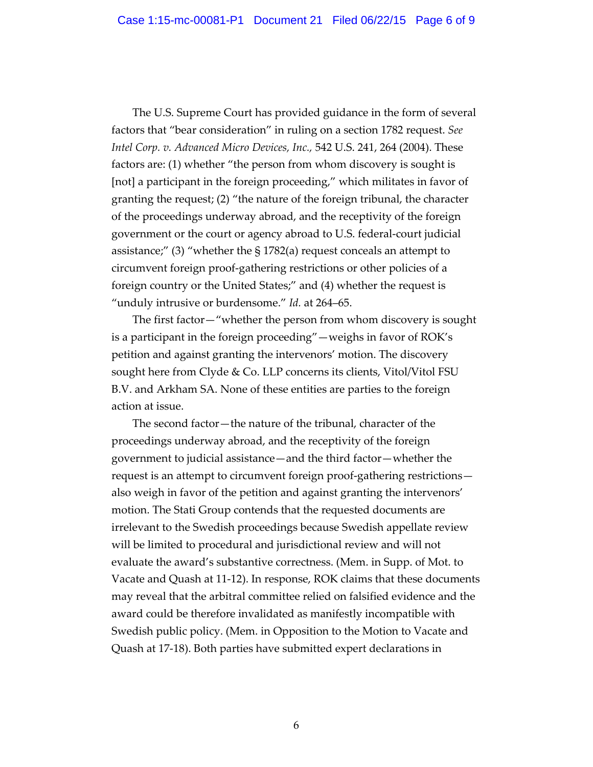The U.S. Supreme Court has provided guidance in the form of several factors that "bear consideration" in ruling on a section 1782 request. *See Intel Corp. v. Advanced Micro Devices, Inc.,* 542 U.S. 241, 264 (2004). These factors are: (1) whether "the person from whom discovery is sought is [not] a participant in the foreign proceeding," which militates in favor of granting the request; (2) "the nature of the foreign tribunal, the character of the proceedings underway abroad, and the receptivity of the foreign government or the court or agency abroad to U.S. federal-court judicial assistance;" (3) "whether the § 1782(a) request conceals an attempt to circumvent foreign proof-gathering restrictions or other policies of a foreign country or the United States;" and (4) whether the request is "unduly intrusive or burdensome." *Id.* at 264–65.

The first factor—"whether the person from whom discovery is sought is a participant in the foreign proceeding"—weighs in favor of ROK's petition and against granting the intervenors' motion. The discovery sought here from Clyde & Co. LLP concerns its clients, Vitol/Vitol FSU B.V. and Arkham SA. None of these entities are parties to the foreign action at issue.

The second factor—the nature of the tribunal, character of the proceedings underway abroad, and the receptivity of the foreign government to judicial assistance—and the third factor—whether the request is an attempt to circumvent foreign proof-gathering restrictions—also weigh in favor of the petition and against granting the intervenors' motion. The Stati Group contends that the requested documents are irrelevant to the Swedish proceedings because Swedish appellate review will be limited to procedural and jurisdictional review and will not evaluate the award's substantive correctness. (Mem. in Supp. of Mot. to Vacate and Quash at 11-12). In response, ROK claims that these documents may reveal that the arbitral committee relied on falsified evidence and the award could be therefore invalidated as manifestly incompatible with Swedish public policy. (Mem. in Opposition to the Motion to Vacate and Quash at 17-18). Both parties have submitted expert declarations in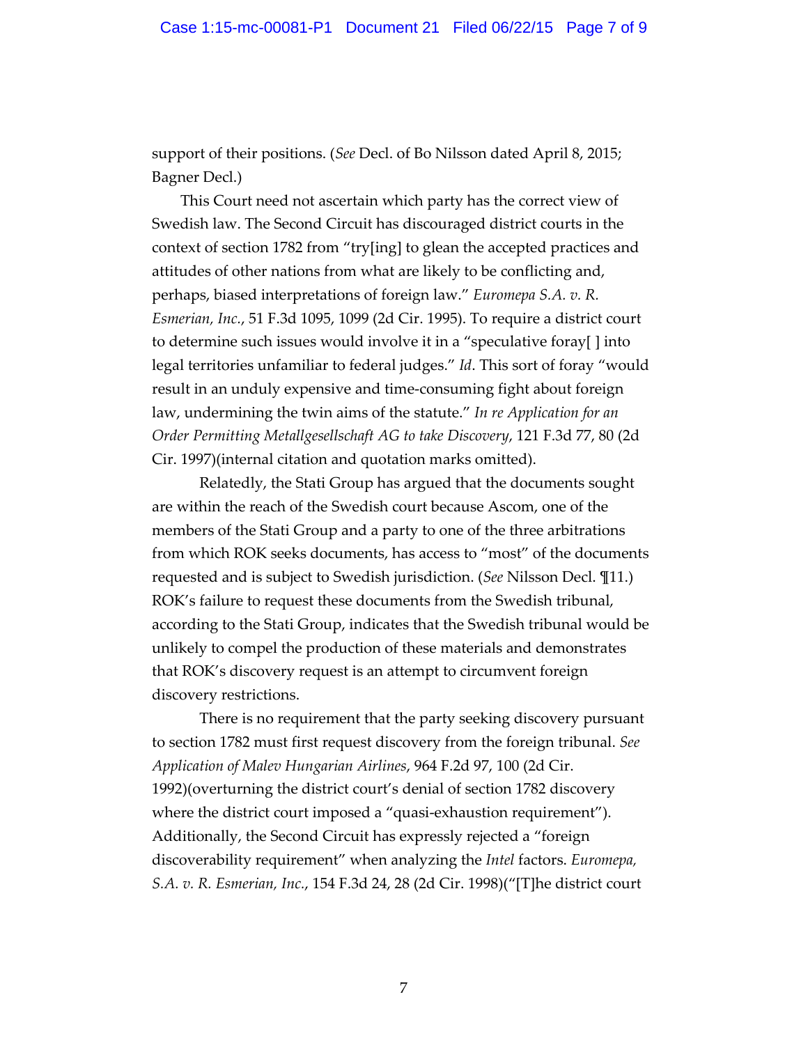support of their positions. (*See* Decl. of Bo Nilsson dated April 8, 2015; Bagner Decl.)

This Court need not ascertain which party has the correct view of Swedish law. The Second Circuit has discouraged district courts in the context of section 1782 from "try[ing] to glean the accepted practices and attitudes of other nations from what are likely to be conflicting and, perhaps, biased interpretations of foreign law." *Euromepa S.A. v. R. Esmerian, Inc.*, 51 F.3d 1095, 1099 (2d Cir. 1995). To require a district court to determine such issues would involve it in a "speculative foray[ ] into legal territories unfamiliar to federal judges." *Id*. This sort of foray "would result in an unduly expensive and time-consuming fight about foreign law, undermining the twin aims of the statute." *In re Application for an Order Permitting Metallgesellschaft AG to take Discovery*, 121 F.3d 77, 80 (2d Cir. 1997)(internal citation and quotation marks omitted).

Relatedly, the Stati Group has argued that the documents sought are within the reach of the Swedish court because Ascom, one of the members of the Stati Group and a party to one of the three arbitrations from which ROK seeks documents, has access to "most" of the documents requested and is subject to Swedish jurisdiction. (*See* Nilsson Decl. ¶11.) ROK's failure to request these documents from the Swedish tribunal, according to the Stati Group, indicates that the Swedish tribunal would be unlikely to compel the production of these materials and demonstrates that ROK's discovery request is an attempt to circumvent foreign discovery restrictions.

There is no requirement that the party seeking discovery pursuant to section 1782 must first request discovery from the foreign tribunal. *See Application of Malev Hungarian Airlines*, 964 F.2d 97, 100 (2d Cir. 1992)(overturning the district court's denial of section 1782 discovery where the district court imposed a "quasi-exhaustion requirement"). Additionally, the Second Circuit has expressly rejected a "foreign discoverability requirement" when analyzing the *Intel* factors. *Euromepa, S.A. v. R. Esmerian, Inc.*, 154 F.3d 24, 28 (2d Cir. 1998)("[T]he district court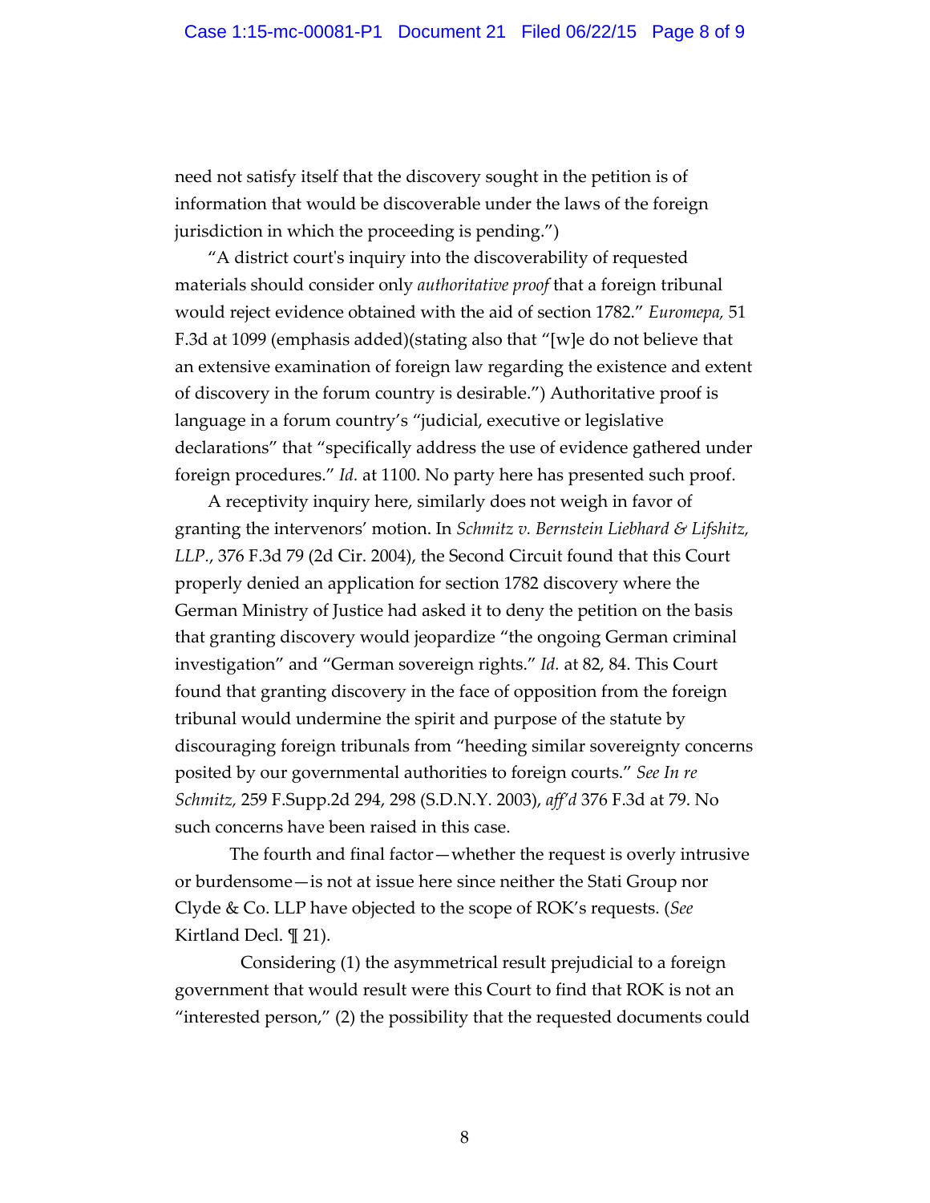need not satisfy itself that the discovery sought in the petition is of information that would be discoverable under the laws of the foreign jurisdiction in which the proceeding is pending.")

"A district court's inquiry into the discoverability of requested materials should consider only *authoritative proof* that a foreign tribunal would reject evidence obtained with the aid of section 1782." *Euromepa,* 51 F.3d at 1099 (emphasis added)(stating also that "[w]e do not believe that an extensive examination of foreign law regarding the existence and extent of discovery in the forum country is desirable.") Authoritative proof is language in a forum country's "judicial, executive or legislative declarations" that "specifically address the use of evidence gathered under foreign procedures." *Id.* at 1100. No party here has presented such proof.

A receptivity inquiry here, similarly does not weigh in favor of granting the intervenors' motion. In *Schmitz v. Bernstein Liebhard & Lifshitz, LLP.*, 376 F.3d 79 (2d Cir. 2004), the Second Circuit found that this Court properly denied an application for section 1782 discovery where the German Ministry of Justice had asked it to deny the petition on the basis that granting discovery would jeopardize "the ongoing German criminal investigation" and "German sovereign rights." *Id.* at 82, 84. This Court found that granting discovery in the face of opposition from the foreign tribunal would undermine the spirit and purpose of the statute by discouraging foreign tribunals from "heeding similar sovereignty concerns posited by our governmental authorities to foreign courts." *See In re Schmitz,* 259 F.Supp.2d 294, 298 (S.D.N.Y. 2003), *aff'd* 376 F.3d at 79. No such concerns have been raised in this case.

The fourth and final factor—whether the request is overly intrusive or burdensome—is not at issue here since neither the Stati Group nor Clyde & Co. LLP have objected to the scope of ROK's requests. (*See* Kirtland Decl. ¶ 21).

Considering (1) the asymmetrical result prejudicial to a foreign government that would result were this Court to find that ROK is not an "interested person," (2) the possibility that the requested documents could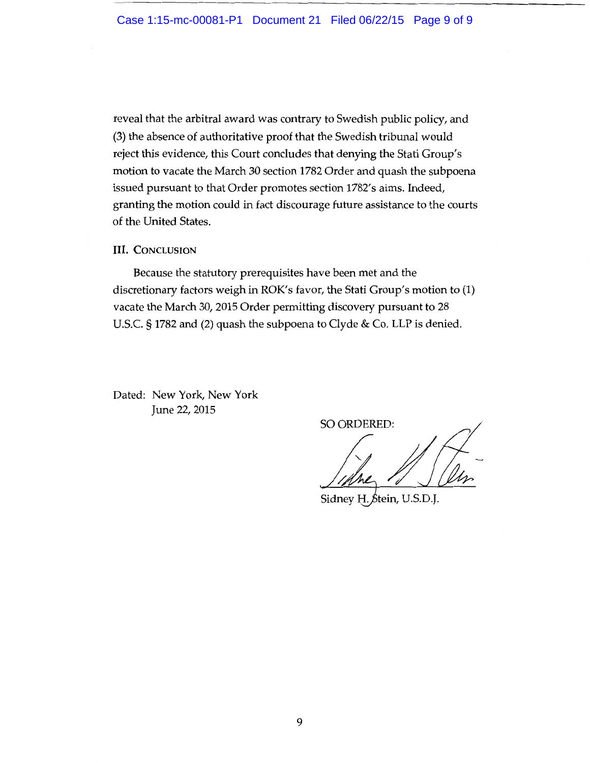reveal that the arbitral award was contrary to Swedish public policy, and (3) the absence of authoritative proof that the Swedish tribunal would reject this evidence, this Court concludes that denying the Stati Group's motion to vacate the March 30 section 1782 Order and quash the subpoena issued pursuant to that Order promotes section 1782's aims. Indeed, granting the motion could in fact discourage future assistance to the courts of the United States.

## III. Conclusion

Because the statutory prerequisites have been met and the discretionary factors weigh in ROK's favor, the Stati Group's motion to (1) vacate the March 30, 2015 Order permitting discovery pursuant to 28 U.S.C. § 1782 and (2) quash the subpoena to Clyde & Co. LLP is denied.

Dated: New York, New York
June 22, 2015

SO ORDERED:

Sidney H. Stein, U.S.D.J.